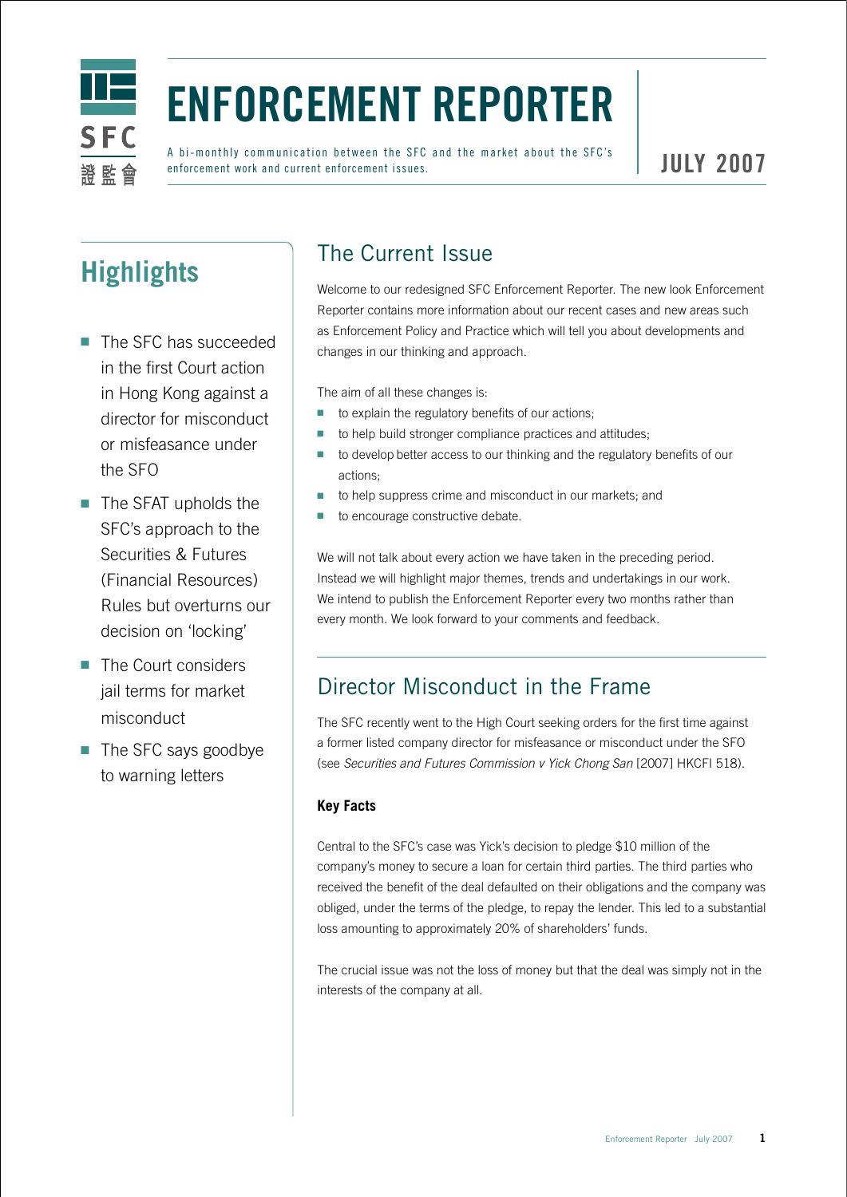# ENFORCEMENT REPORTER

A bi-monthly communication between the SFC and the market about the SFC's enforcement work and current enforcement issues.

**JULY 2007**

## Highlights

- The SFC has succeeded in the first Court action in Hong Kong against a director for misconduct or misfeasance under the SFO
- The SFAT upholds the SFC's approach to the Securities & Futures (Financial Resources) Rules but overturns our decision on 'locking'
- The Court considers jail terms for market misconduct
- The SFC says goodbye to warning letters

## The Current Issue

Welcome to our redesigned SFC Enforcement Reporter. The new look Enforcement Reporter contains more information about our recent cases and new areas such as Enforcement Policy and Practice which will tell you about developments and changes in our thinking and approach.

The aim of all these changes is:

- to explain the regulatory benefits of our actions;
- to help build stronger compliance practices and attitudes;
- to develop better access to our thinking and the regulatory benefits of our actions;
- to help suppress crime and misconduct in our markets; and
- to encourage constructive debate.

We will not talk about every action we have taken in the preceding period. Instead we will highlight major themes, trends and undertakings in our work. We intend to publish the Enforcement Reporter every two months rather than every month. We look forward to your comments and feedback.

## Director Misconduct in the Frame

The SFC recently went to the High Court seeking orders for the first time against a former listed company director for misfeasance or misconduct under the SFO (see *Securities and Futures Commission v Yick Chong San* [2007] HKCFI 518).

### Key Facts

Central to the SFC's case was Yick's decision to pledge $10 million of the company's money to secure a loan for certain third parties. The third parties who received the benefit of the deal defaulted on their obligations and the company was obliged, under the terms of the pledge, to repay the lender. This led to a substantial loss amounting to approximately 20% of shareholders' funds.

The crucial issue was not the loss of money but that the deal was simply not in the interests of the company at all.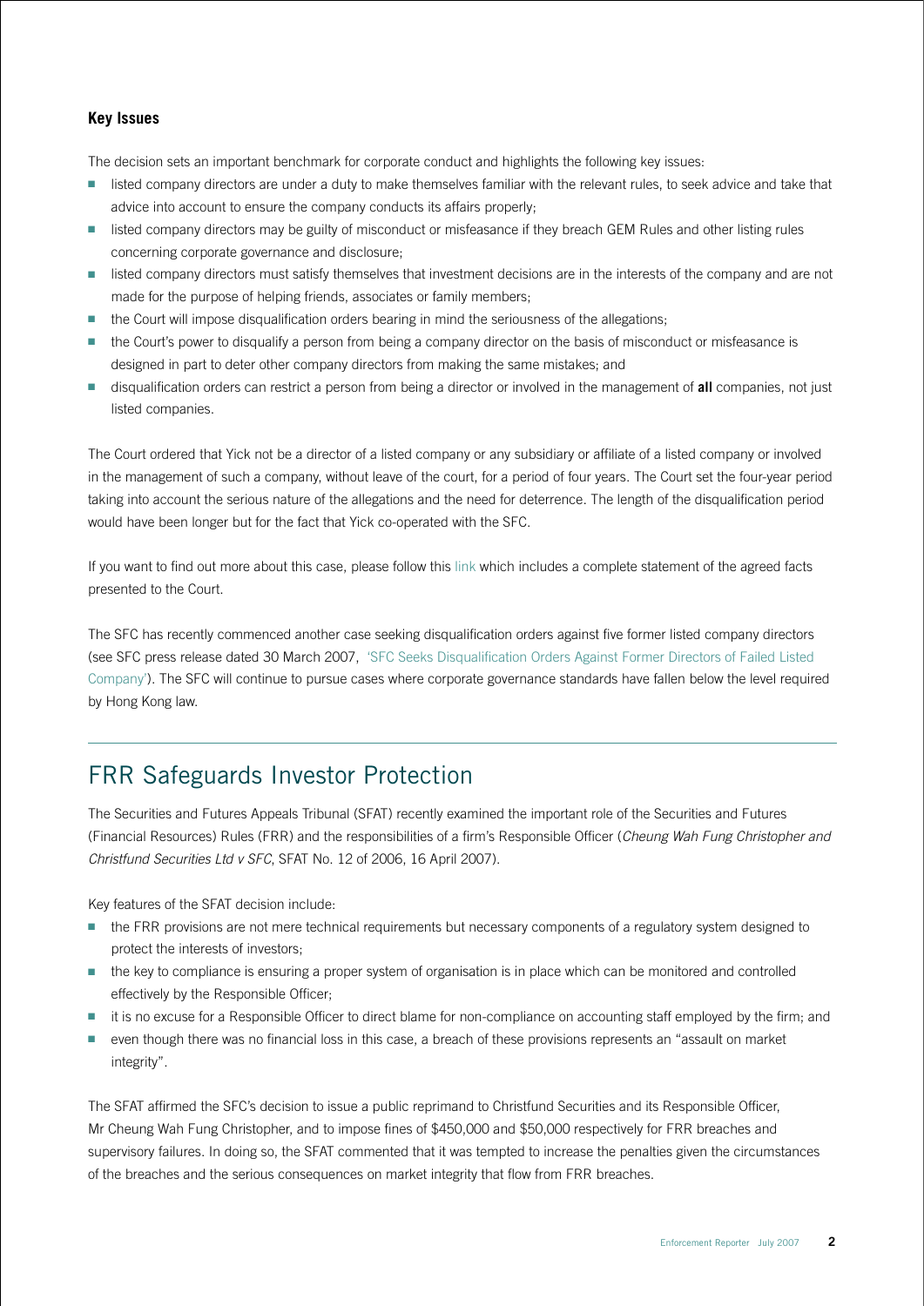### Key Issues

The decision sets an important benchmark for corporate conduct and highlights the following key issues:

- listed company directors are under a duty to make themselves familiar with the relevant rules, to seek advice and take that advice into account to ensure the company conducts its affairs properly;
- listed company directors may be guilty of misconduct or misfeasance if they breach GEM Rules and other listing rules concerning corporate governance and disclosure;
- listed company directors must satisfy themselves that investment decisions are in the interests of the company and are not made for the purpose of helping friends, associates or family members;
- the Court will impose disqualification orders bearing in mind the seriousness of the allegations;
- the Court's power to disqualify a person from being a company director on the basis of misconduct or misfeasance is designed in part to deter other company directors from making the same mistakes; and
- disqualification orders can restrict a person from being a director or involved in the management of **all** companies, not just listed companies.

The Court ordered that Yick not be a director of a listed company or any subsidiary or affiliate of a listed company or involved in the management of such a company, without leave of the court, for a period of four years. The Court set the four-year period taking into account the serious nature of the allegations and the need for deterrence. The length of the disqualification period would have been longer but for the fact that Yick co-operated with the SFC.

If you want to find out more about this case, please follow this link which includes a complete statement of the agreed facts presented to the Court.

The SFC has recently commenced another case seeking disqualification orders against five former listed company directors (see SFC press release dated 30 March 2007, 'SFC Seeks Disqualification Orders Against Former Directors of Failed Listed Company'). The SFC will continue to pursue cases where corporate governance standards have fallen below the level required by Hong Kong law.

## FRR Safeguards Investor Protection

The Securities and Futures Appeals Tribunal (SFAT) recently examined the important role of the Securities and Futures (Financial Resources) Rules (FRR) and the responsibilities of a firm's Responsible Officer (*Cheung Wah Fung Christopher and Christfund Securities Ltd v SFC*, SFAT No. 12 of 2006, 16 April 2007).

Key features of the SFAT decision include:

- the FRR provisions are not mere technical requirements but necessary components of a regulatory system designed to protect the interests of investors;
- the key to compliance is ensuring a proper system of organisation is in place which can be monitored and controlled effectively by the Responsible Officer;
- it is no excuse for a Responsible Officer to direct blame for non-compliance on accounting staff employed by the firm; and
- even though there was no financial loss in this case, a breach of these provisions represents an "assault on market integrity".

The SFAT affirmed the SFC's decision to issue a public reprimand to Christfund Securities and its Responsible Officer, Mr Cheung Wah Fung Christopher, and to impose fines of $450,000 and $50,000 respectively for FRR breaches and supervisory failures. In doing so, the SFAT commented that it was tempted to increase the penalties given the circumstances of the breaches and the serious consequences on market integrity that flow from FRR breaches.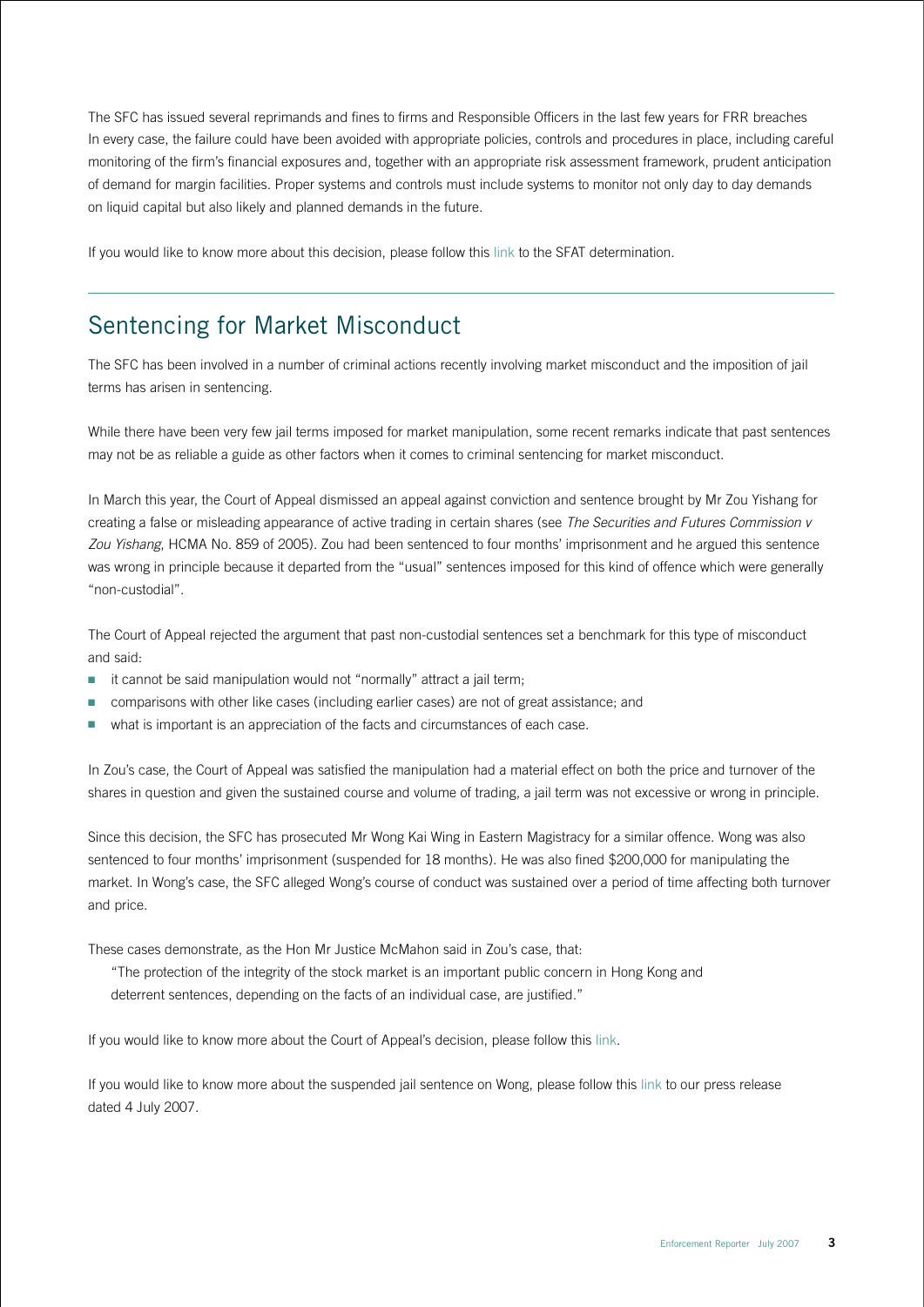The SFC has issued several reprimands and fines to firms and Responsible Officers in the last few years for FRR breaches In every case, the failure could have been avoided with appropriate policies, controls and procedures in place, including careful monitoring of the firm's financial exposures and, together with an appropriate risk assessment framework, prudent anticipation of demand for margin facilities. Proper systems and controls must include systems to monitor not only day to day demands on liquid capital but also likely and planned demands in the future.

If you would like to know more about this decision, please follow this link to the SFAT determination.

## Sentencing for Market Misconduct

The SFC has been involved in a number of criminal actions recently involving market misconduct and the imposition of jail terms has arisen in sentencing.

While there have been very few jail terms imposed for market manipulation, some recent remarks indicate that past sentences may not be as reliable a guide as other factors when it comes to criminal sentencing for market misconduct.

In March this year, the Court of Appeal dismissed an appeal against conviction and sentence brought by Mr Zou Yishang for creating a false or misleading appearance of active trading in certain shares (see *The Securities and Futures Commission v Zou Yishang*, HCMA No. 859 of 2005). Zou had been sentenced to four months' imprisonment and he argued this sentence was wrong in principle because it departed from the "usual" sentences imposed for this kind of offence which were generally "non-custodial".

The Court of Appeal rejected the argument that past non-custodial sentences set a benchmark for this type of misconduct and said:

- it cannot be said manipulation would not "normally" attract a jail term;
- comparisons with other like cases (including earlier cases) are not of great assistance; and
- what is important is an appreciation of the facts and circumstances of each case.

In Zou's case, the Court of Appeal was satisfied the manipulation had a material effect on both the price and turnover of the shares in question and given the sustained course and volume of trading, a jail term was not excessive or wrong in principle.

Since this decision, the SFC has prosecuted Mr Wong Kai Wing in Eastern Magistracy for a similar offence. Wong was also sentenced to four months' imprisonment (suspended for 18 months). He was also fined $200,000 for manipulating the market. In Wong's case, the SFC alleged Wong's course of conduct was sustained over a period of time affecting both turnover and price.

These cases demonstrate, as the Hon Mr Justice McMahon said in Zou's case, that:

> "The protection of the integrity of the stock market is an important public concern in Hong Kong and deterrent sentences, depending on the facts of an individual case, are justified."

If you would like to know more about the Court of Appeal's decision, please follow this link.

If you would like to know more about the suspended jail sentence on Wong, please follow this link to our press release dated 4 July 2007.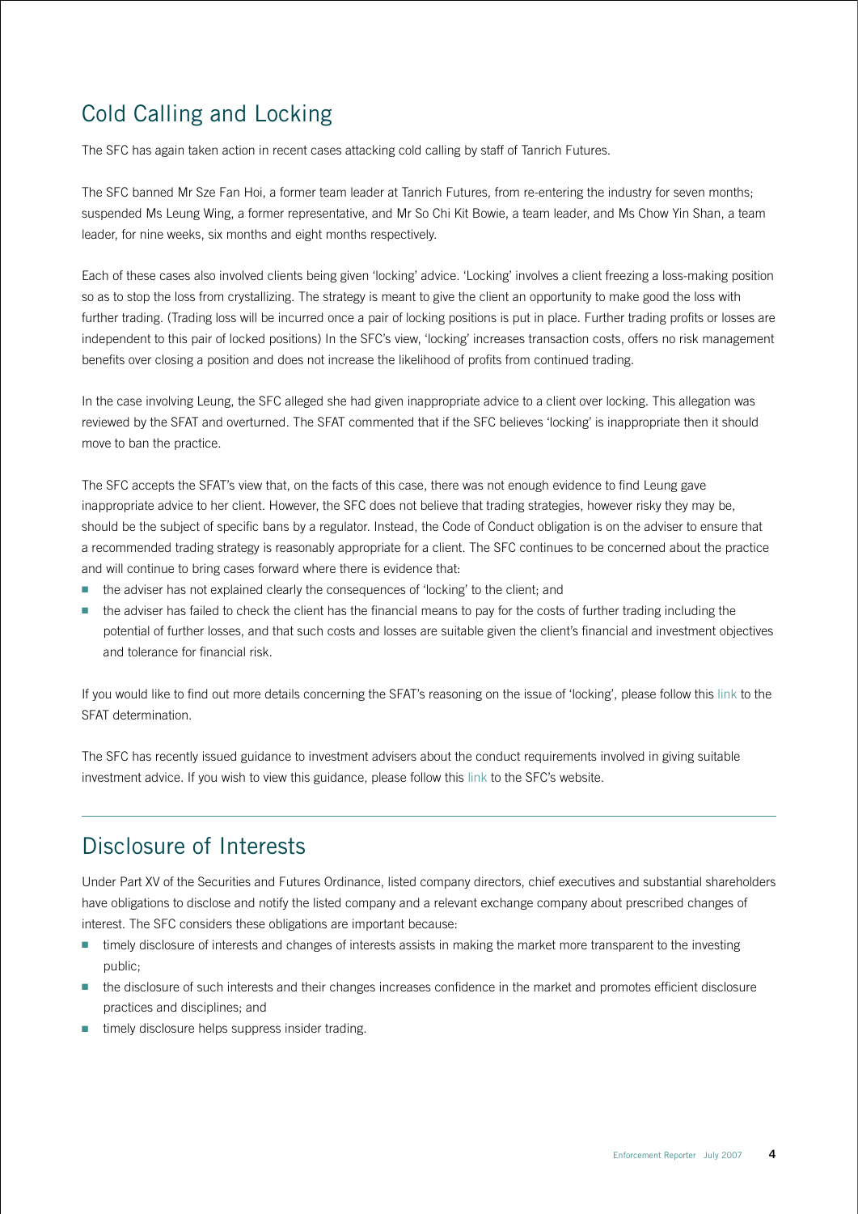## Cold Calling and Locking

The SFC has again taken action in recent cases attacking cold calling by staff of Tanrich Futures.

The SFC banned Mr Sze Fan Hoi, a former team leader at Tanrich Futures, from re-entering the industry for seven months; suspended Ms Leung Wing, a former representative, and Mr So Chi Kit Bowie, a team leader, and Ms Chow Yin Shan, a team leader, for nine weeks, six months and eight months respectively.

Each of these cases also involved clients being given 'locking' advice. 'Locking' involves a client freezing a loss-making position so as to stop the loss from crystallizing. The strategy is meant to give the client an opportunity to make good the loss with further trading. (Trading loss will be incurred once a pair of locking positions is put in place. Further trading profits or losses are independent to this pair of locked positions) In the SFC's view, 'locking' increases transaction costs, offers no risk management benefits over closing a position and does not increase the likelihood of profits from continued trading.

In the case involving Leung, the SFC alleged she had given inappropriate advice to a client over locking. This allegation was reviewed by the SFAT and overturned. The SFAT commented that if the SFC believes 'locking' is inappropriate then it should move to ban the practice.

The SFC accepts the SFAT's view that, on the facts of this case, there was not enough evidence to find Leung gave inappropriate advice to her client. However, the SFC does not believe that trading strategies, however risky they may be, should be the subject of specific bans by a regulator. Instead, the Code of Conduct obligation is on the adviser to ensure that a recommended trading strategy is reasonably appropriate for a client. The SFC continues to be concerned about the practice and will continue to bring cases forward where there is evidence that:

- the adviser has not explained clearly the consequences of 'locking' to the client; and
- the adviser has failed to check the client has the financial means to pay for the costs of further trading including the potential of further losses, and that such costs and losses are suitable given the client's financial and investment objectives and tolerance for financial risk.

If you would like to find out more details concerning the SFAT's reasoning on the issue of 'locking', please follow this link to the SFAT determination.

The SFC has recently issued guidance to investment advisers about the conduct requirements involved in giving suitable investment advice. If you wish to view this guidance, please follow this link to the SFC's website.

## Disclosure of Interests

Under Part XV of the Securities and Futures Ordinance, listed company directors, chief executives and substantial shareholders have obligations to disclose and notify the listed company and a relevant exchange company about prescribed changes of interest. The SFC considers these obligations are important because:

- timely disclosure of interests and changes of interests assists in making the market more transparent to the investing public;
- the disclosure of such interests and their changes increases confidence in the market and promotes efficient disclosure practices and disciplines; and
- timely disclosure helps suppress insider trading.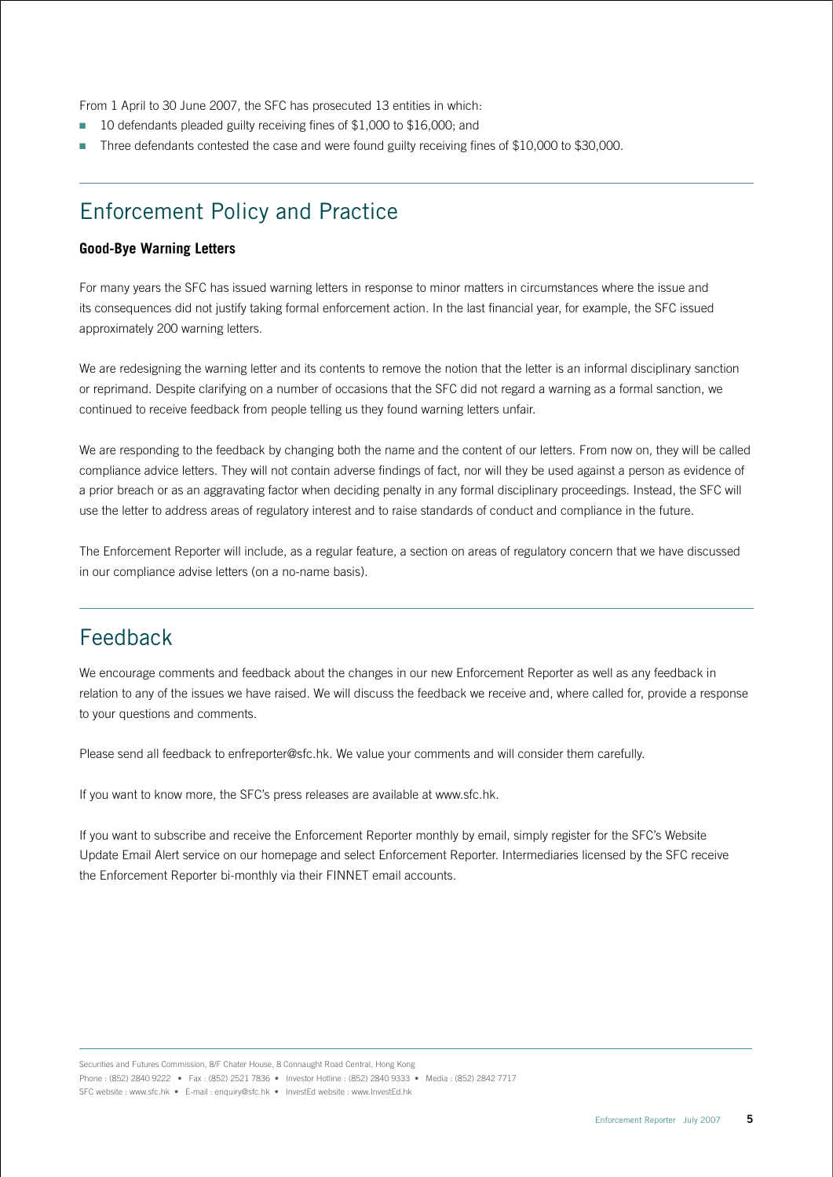From 1 April to 30 June 2007, the SFC has prosecuted 13 entities in which:

- 10 defendants pleaded guilty receiving fines of $1,000 to $16,000; and
- Three defendants contested the case and were found guilty receiving fines of $10,000 to $30,000.

## Enforcement Policy and Practice

**Good-Bye Warning Letters**

For many years the SFC has issued warning letters in response to minor matters in circumstances where the issue and its consequences did not justify taking formal enforcement action. In the last financial year, for example, the SFC issued approximately 200 warning letters.

We are redesigning the warning letter and its contents to remove the notion that the letter is an informal disciplinary sanction or reprimand. Despite clarifying on a number of occasions that the SFC did not regard a warning as a formal sanction, we continued to receive feedback from people telling us they found warning letters unfair.

We are responding to the feedback by changing both the name and the content of our letters. From now on, they will be called compliance advice letters. They will not contain adverse findings of fact, nor will they be used against a person as evidence of a prior breach or as an aggravating factor when deciding penalty in any formal disciplinary proceedings. Instead, the SFC will use the letter to address areas of regulatory interest and to raise standards of conduct and compliance in the future.

The Enforcement Reporter will include, as a regular feature, a section on areas of regulatory concern that we have discussed in our compliance advise letters (on a no-name basis).

## Feedback

We encourage comments and feedback about the changes in our new Enforcement Reporter as well as any feedback in relation to any of the issues we have raised. We will discuss the feedback we receive and, where called for, provide a response to your questions and comments.

Please send all feedback to enfreporter@sfc.hk. We value your comments and will consider them carefully.

If you want to know more, the SFC's press releases are available at www.sfc.hk.

If you want to subscribe and receive the Enforcement Reporter monthly by email, simply register for the SFC's Website Update Email Alert service on our homepage and select Enforcement Reporter. Intermediaries licensed by the SFC receive the Enforcement Reporter bi-monthly via their FINNET email accounts.

Securities and Futures Commission, 8/F Chater House, 8 Connaught Road Central, Hong Kong
Phone : (852) 2840 9222 • Fax : (852) 2521 7836 • Investor Hotline : (852) 2840 9333 • Media : (852) 2842 7717
SFC website : www.sfc.hk • E-mail : enquiry@sfc.hk • InvestEd website : www.InvestEd.hk